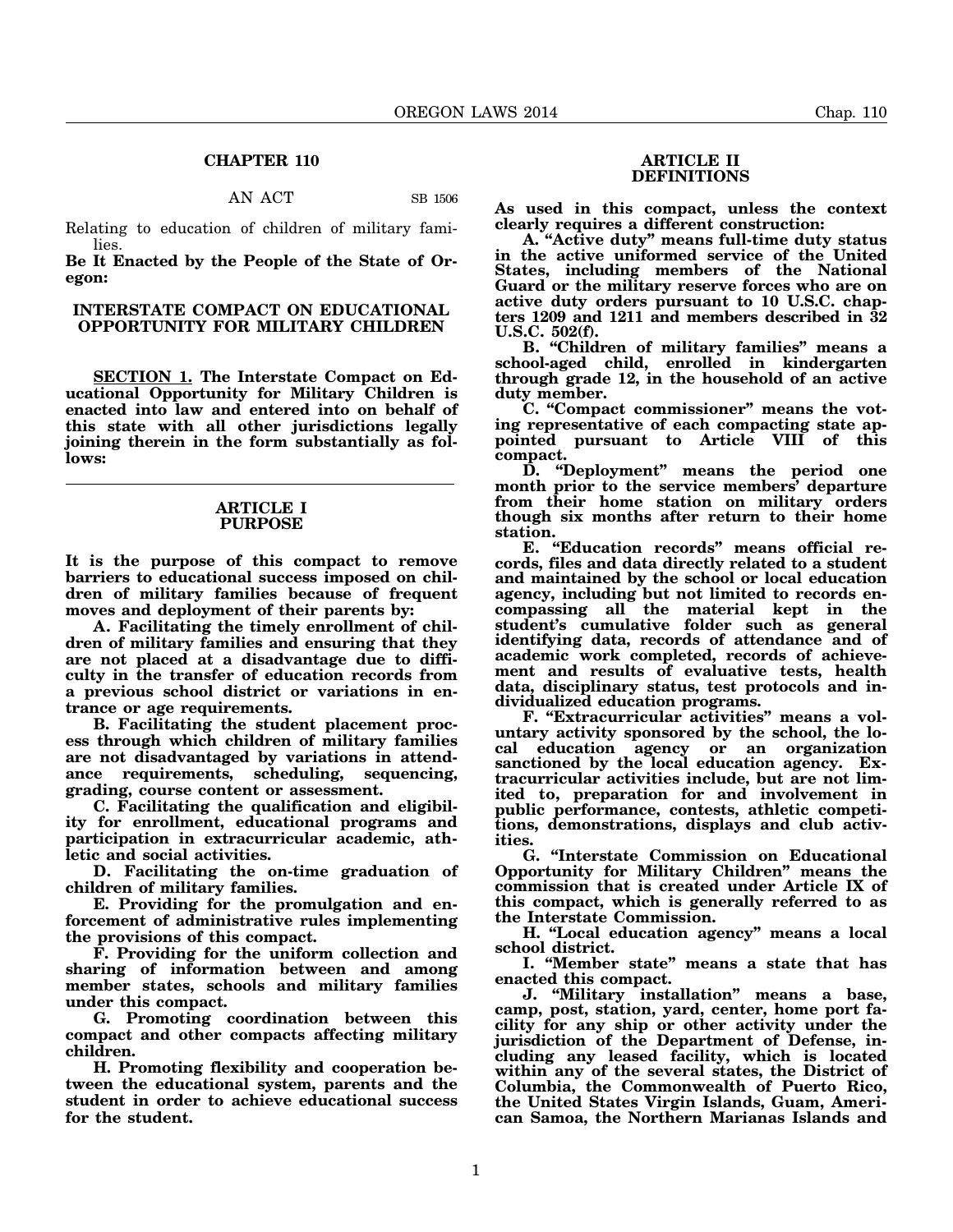## CHAPTER 110

AN ACT SB 1506

Relating to education of children of military families.

**Be It Enacted by the People of the State of Oregon:**

### INTERSTATE COMPACT ON EDUCATIONAL OPPORTUNITY FOR MILITARY CHILDREN

**SECTION 1. The Interstate Compact on Educational Opportunity for Military Children is enacted into law and entered into on behalf of this state with all other jurisdictions legally joining therein in the form substantially as follows:**

---

### ARTICLE I
### PURPOSE

**It is the purpose of this compact to remove barriers to educational success imposed on children of military families because of frequent moves and deployment of their parents by:**

**A. Facilitating the timely enrollment of children of military families and ensuring that they are not placed at a disadvantage due to difficulty in the transfer of education records from a previous school district or variations in entrance or age requirements.**

**B. Facilitating the student placement process through which children of military families are not disadvantaged by variations in attendance requirements, scheduling, sequencing, grading, course content or assessment.**

**C. Facilitating the qualification and eligibility for enrollment, educational programs and participation in extracurricular academic, athletic and social activities.**

**D. Facilitating the on-time graduation of children of military families.**

**E. Providing for the promulgation and enforcement of administrative rules implementing the provisions of this compact.**

**F. Providing for the uniform collection and sharing of information between and among member states, schools and military families under this compact.**

**G. Promoting coordination between this compact and other compacts affecting military children.**

**H. Promoting flexibility and cooperation between the educational system, parents and the student in order to achieve educational success for the student.**

### ARTICLE II
### DEFINITIONS

**As used in this compact, unless the context clearly requires a different construction:**

**A. "Active duty" means full-time duty status in the active uniformed service of the United States, including members of the National Guard or the military reserve forces who are on active duty orders pursuant to 10 U.S.C. chapters 1209 and 1211 and members described in 32 U.S.C. 502(f).**

**B. "Children of military families" means a school-aged child, enrolled in kindergarten through grade 12, in the household of an active duty member.**

**C. "Compact commissioner" means the voting representative of each compacting state appointed pursuant to Article VIII of this compact.**

**D. "Deployment" means the period one month prior to the service members' departure from their home station on military orders though six months after return to their home station.**

**E. "Education records" means official records, files and data directly related to a student and maintained by the school or local education agency, including but not limited to records encompassing all the material kept in the student's cumulative folder such as general identifying data, records of attendance and of academic work completed, records of achievement and results of evaluative tests, health data, disciplinary status, test protocols and individualized education programs.**

**F. "Extracurricular activities" means a voluntary activity sponsored by the school, the local education agency or an organization sanctioned by the local education agency. Extracurricular activities include, but are not limited to, preparation for and involvement in public performance, contests, athletic competitions, demonstrations, displays and club activities.**

**G. "Interstate Commission on Educational Opportunity for Military Children" means the commission that is created under Article IX of this compact, which is generally referred to as the Interstate Commission.**

**H. "Local education agency" means a local school district.**

**I. "Member state" means a state that has enacted this compact.**

**J. "Military installation" means a base, camp, post, station, yard, center, home port facility for any ship or other activity under the jurisdiction of the Department of Defense, including any leased facility, which is located within any of the several states, the District of Columbia, the Commonwealth of Puerto Rico, the United States Virgin Islands, Guam, American Samoa, the Northern Marianas Islands and**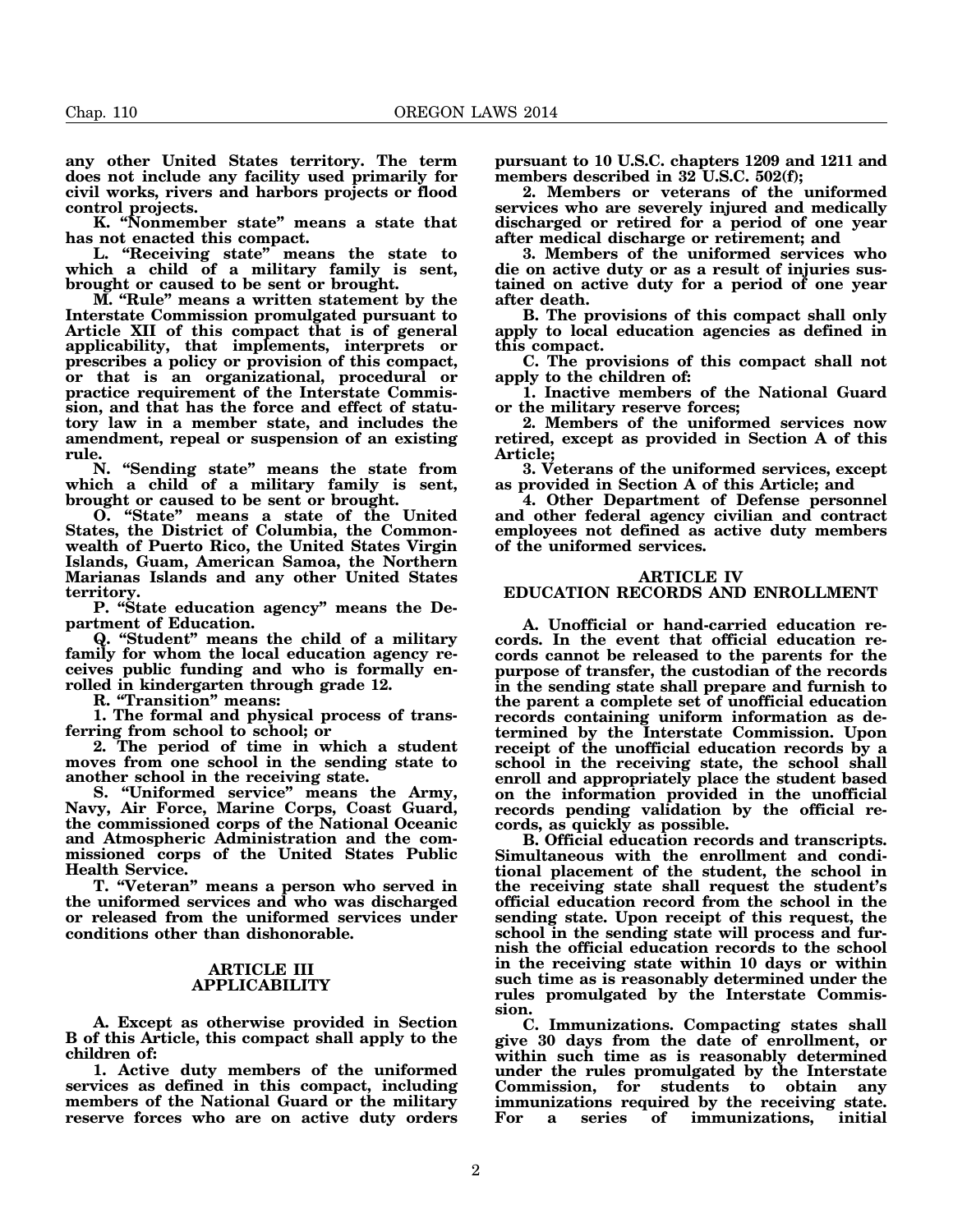**any other United States territory. The term does not include any facility used primarily for civil works, rivers and harbors projects or flood control projects.**

**K. "Nonmember state" means a state that has not enacted this compact.**

**L. "Receiving state" means the state to which a child of a military family is sent, brought or caused to be sent or brought.**

**M. "Rule" means a written statement by the Interstate Commission promulgated pursuant to Article XII of this compact that is of general applicability, that implements, interprets or prescribes a policy or provision of this compact, or that is an organizational, procedural or practice requirement of the Interstate Commission, and that has the force and effect of statutory law in a member state, and includes the amendment, repeal or suspension of an existing rule.**

**N. "Sending state" means the state from which a child of a military family is sent, brought or caused to be sent or brought.**

**O. "State" means a state of the United States, the District of Columbia, the Commonwealth of Puerto Rico, the United States Virgin Islands, Guam, American Samoa, the Northern Marianas Islands and any other United States territory.**

**P. "State education agency" means the Department of Education.**

**Q. "Student" means the child of a military family for whom the local education agency receives public funding and who is formally enrolled in kindergarten through grade 12.**

**R. "Transition" means:**

**1. The formal and physical process of transferring from school to school; or**

**2. The period of time in which a student moves from one school in the sending state to another school in the receiving state.**

**S. "Uniformed service" means the Army, Navy, Air Force, Marine Corps, Coast Guard, the commissioned corps of the National Oceanic and Atmospheric Administration and the commissioned corps of the United States Public Health Service.**

**T. "Veteran" means a person who served in the uniformed services and who was discharged or released from the uniformed services under conditions other than dishonorable.**

## ARTICLE III
## APPLICABILITY

**A. Except as otherwise provided in Section B of this Article, this compact shall apply to the children of:**

**1. Active duty members of the uniformed services as defined in this compact, including members of the National Guard or the military reserve forces who are on active duty orders pursuant to 10 U.S.C. chapters 1209 and 1211 and members described in 32 U.S.C. 502(f);**

**2. Members or veterans of the uniformed services who are severely injured and medically discharged or retired for a period of one year after medical discharge or retirement; and**

**3. Members of the uniformed services who die on active duty or as a result of injuries sustained on active duty for a period of one year after death.**

**B. The provisions of this compact shall only apply to local education agencies as defined in this compact.**

**C. The provisions of this compact shall not apply to the children of:**

**1. Inactive members of the National Guard or the military reserve forces;**

**2. Members of the uniformed services now retired, except as provided in Section A of this Article;**

**3. Veterans of the uniformed services, except as provided in Section A of this Article; and**

**4. Other Department of Defense personnel and other federal agency civilian and contract employees not defined as active duty members of the uniformed services.**

## ARTICLE IV
## EDUCATION RECORDS AND ENROLLMENT

**A. Unofficial or hand-carried education records. In the event that official education records cannot be released to the parents for the purpose of transfer, the custodian of the records in the sending state shall prepare and furnish to the parent a complete set of unofficial education records containing uniform information as determined by the Interstate Commission. Upon receipt of the unofficial education records by a school in the receiving state, the school shall enroll and appropriately place the student based on the information provided in the unofficial records pending validation by the official records, as quickly as possible.**

**B. Official education records and transcripts. Simultaneous with the enrollment and conditional placement of the student, the school in the receiving state shall request the student's official education record from the school in the sending state. Upon receipt of this request, the school in the sending state will process and furnish the official education records to the school in the receiving state within 10 days or within such time as is reasonably determined under the rules promulgated by the Interstate Commission.**

**C. Immunizations. Compacting states shall give 30 days from the date of enrollment, or within such time as is reasonably determined under the rules promulgated by the Interstate Commission, for students to obtain any immunizations required by the receiving state. For a series of immunizations, initial**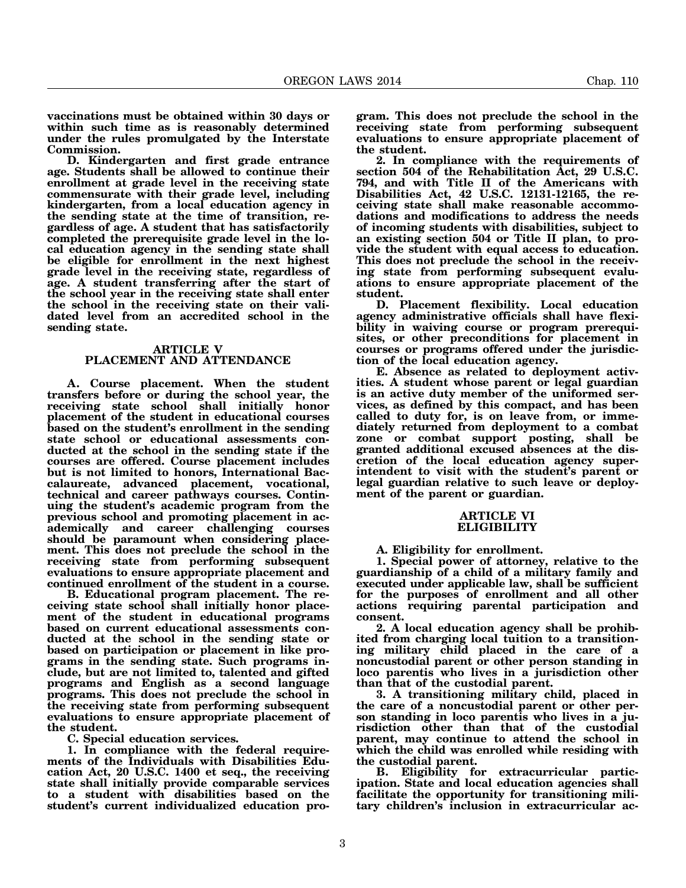**vaccinations must be obtained within 30 days or within such time as is reasonably determined under the rules promulgated by the Interstate Commission.**

**D. Kindergarten and first grade entrance age. Students shall be allowed to continue their enrollment at grade level in the receiving state commensurate with their grade level, including kindergarten, from a local education agency in the sending state at the time of transition, regardless of age. A student that has satisfactorily completed the prerequisite grade level in the local education agency in the sending state shall be eligible for enrollment in the next highest grade level in the receiving state, regardless of age. A student transferring after the start of the school year in the receiving state shall enter the school in the receiving state on their validated level from an accredited school in the sending state.**

## ARTICLE V PLACEMENT AND ATTENDANCE

**A. Course placement. When the student transfers before or during the school year, the receiving state school shall initially honor placement of the student in educational courses based on the student's enrollment in the sending state school or educational assessments conducted at the school in the sending state if the courses are offered. Course placement includes but is not limited to honors, International Baccalaureate, advanced placement, vocational, technical and career pathways courses. Continuing the student's academic program from the previous school and promoting placement in academically and career challenging courses should be paramount when considering placement. This does not preclude the school in the receiving state from performing subsequent evaluations to ensure appropriate placement and continued enrollment of the student in a course.**

**B. Educational program placement. The receiving state school shall initially honor placement of the student in educational programs based on current educational assessments conducted at the school in the sending state or based on participation or placement in like programs in the sending state. Such programs include, but are not limited to, talented and gifted programs and English as a second language programs. This does not preclude the school in the receiving state from performing subsequent evaluations to ensure appropriate placement of the student.**

**C. Special education services.**

**1. In compliance with the federal requirements of the Individuals with Disabilities Education Act, 20 U.S.C. 1400 et seq., the receiving state shall initially provide comparable services to a student with disabilities based on the student's current individualized education program. This does not preclude the school in the receiving state from performing subsequent evaluations to ensure appropriate placement of the student.**

**2. In compliance with the requirements of section 504 of the Rehabilitation Act, 29 U.S.C. 794, and with Title II of the Americans with Disabilities Act, 42 U.S.C. 12131-12165, the receiving state shall make reasonable accommodations and modifications to address the needs of incoming students with disabilities, subject to an existing section 504 or Title II plan, to provide the student with equal access to education. This does not preclude the school in the receiving state from performing subsequent evaluations to ensure appropriate placement of the student.**

**D. Placement flexibility. Local education agency administrative officials shall have flexibility in waiving course or program prerequisites, or other preconditions for placement in courses or programs offered under the jurisdiction of the local education agency.**

**E. Absence as related to deployment activities. A student whose parent or legal guardian is an active duty member of the uniformed services, as defined by this compact, and has been called to duty for, is on leave from, or immediately returned from deployment to a combat zone or combat support posting, shall be granted additional excused absences at the discretion of the local education agency superintendent to visit with the student's parent or legal guardian relative to such leave or deployment of the parent or guardian.**

## ARTICLE VI ELIGIBILITY

**A. Eligibility for enrollment.**

**1. Special power of attorney, relative to the guardianship of a child of a military family and executed under applicable law, shall be sufficient for the purposes of enrollment and all other actions requiring parental participation and consent.**

**2. A local education agency shall be prohibited from charging local tuition to a transitioning military child placed in the care of a noncustodial parent or other person standing in loco parentis who lives in a jurisdiction other than that of the custodial parent.**

**3. A transitioning military child, placed in the care of a noncustodial parent or other person standing in loco parentis who lives in a jurisdiction other than that of the custodial parent, may continue to attend the school in which the child was enrolled while residing with the custodial parent.**

**B. Eligibility for extracurricular participation. State and local education agencies shall facilitate the opportunity for transitioning military children's inclusion in extracurricular ac-**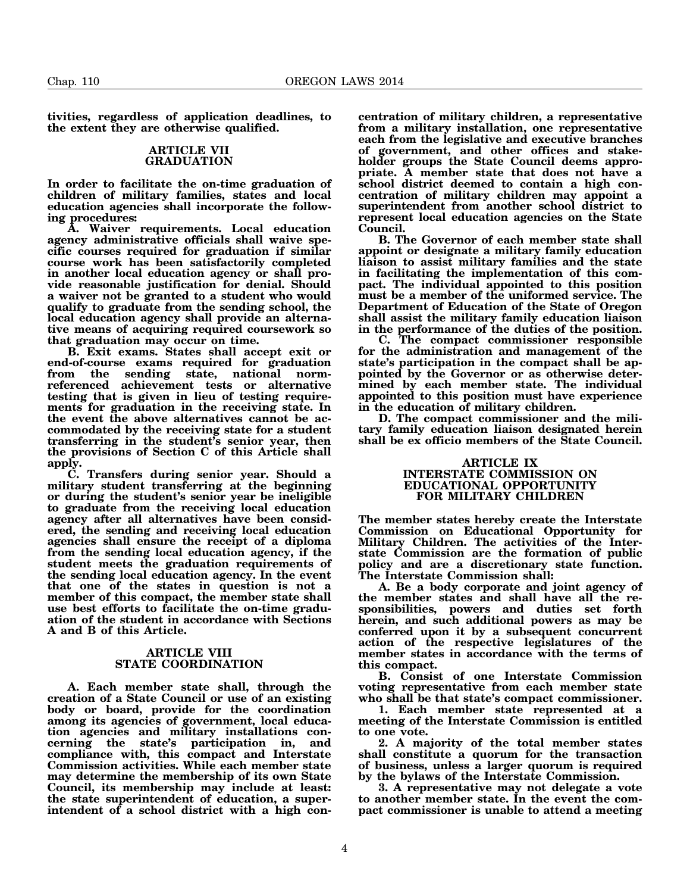**tivities, regardless of application deadlines, to the extent they are otherwise qualified.**

## ARTICLE VII GRADUATION

**In order to facilitate the on-time graduation of children of military families, states and local education agencies shall incorporate the following procedures:**

**A. Waiver requirements. Local education agency administrative officials shall waive specific courses required for graduation if similar course work has been satisfactorily completed in another local education agency or shall provide reasonable justification for denial. Should a waiver not be granted to a student who would qualify to graduate from the sending school, the local education agency shall provide an alternative means of acquiring required coursework so that graduation may occur on time.**

**B. Exit exams. States shall accept exit or end-of-course exams required for graduation from the sending state, national norm-referenced achievement tests or alternative testing that is given in lieu of testing requirements for graduation in the receiving state. In the event the above alternatives cannot be accommodated by the receiving state for a student transferring in the student's senior year, then the provisions of Section C of this Article shall apply.**

**C. Transfers during senior year. Should a military student transferring at the beginning or during the student's senior year be ineligible to graduate from the receiving local education agency after all alternatives have been considered, the sending and receiving local education agencies shall ensure the receipt of a diploma from the sending local education agency, if the student meets the graduation requirements of the sending local education agency. In the event that one of the states in question is not a member of this compact, the member state shall use best efforts to facilitate the on-time graduation of the student in accordance with Sections A and B of this Article.**

## ARTICLE VIII STATE COORDINATION

**A. Each member state shall, through the creation of a State Council or use of an existing body or board, provide for the coordination among its agencies of government, local education agencies and military installations concerning the state's participation in, and compliance with, this compact and Interstate Commission activities. While each member state may determine the membership of its own State Council, its membership may include at least: the state superintendent of education, a superintendent of a school district with a high concentration of military children, a representative from a military installation, one representative each from the legislative and executive branches of government, and other offices and stakeholder groups the State Council deems appropriate. A member state that does not have a school district deemed to contain a high concentration of military children may appoint a superintendent from another school district to represent local education agencies on the State Council.**

**B. The Governor of each member state shall appoint or designate a military family education liaison to assist military families and the state in facilitating the implementation of this compact. The individual appointed to this position must be a member of the uniformed service. The Department of Education of the State of Oregon shall assist the military family education liaison in the performance of the duties of the position.**

**C. The compact commissioner responsible for the administration and management of the state's participation in the compact shall be appointed by the Governor or as otherwise determined by each member state. The individual appointed to this position must have experience in the education of military children.**

**D. The compact commissioner and the military family education liaison designated herein shall be ex officio members of the State Council.**

## ARTICLE IX INTERSTATE COMMISSION ON EDUCATIONAL OPPORTUNITY FOR MILITARY CHILDREN

**The member states hereby create the Interstate Commission on Educational Opportunity for Military Children. The activities of the Interstate Commission are the formation of public policy and are a discretionary state function. The Interstate Commission shall:**

**A. Be a body corporate and joint agency of the member states and shall have all the responsibilities, powers and duties set forth herein, and such additional powers as may be conferred upon it by a subsequent concurrent action of the respective legislatures of the member states in accordance with the terms of this compact.**

**B. Consist of one Interstate Commission voting representative from each member state who shall be that state's compact commissioner.**

**1. Each member state represented at a meeting of the Interstate Commission is entitled to one vote.**

**2. A majority of the total member states shall constitute a quorum for the transaction of business, unless a larger quorum is required by the bylaws of the Interstate Commission.**

**3. A representative may not delegate a vote to another member state. In the event the compact commissioner is unable to attend a meeting**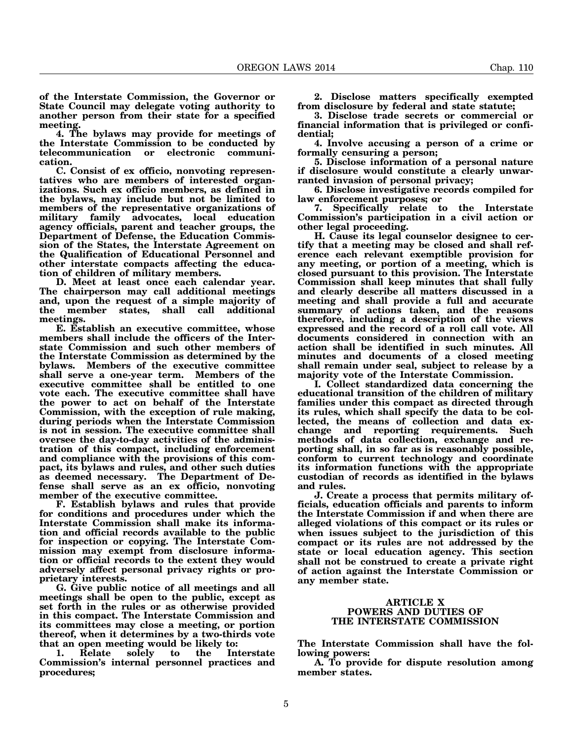**of the Interstate Commission, the Governor or State Council may delegate voting authority to another person from their state for a specified meeting.**

**4. The bylaws may provide for meetings of the Interstate Commission to be conducted by telecommunication or electronic communication.**

**C. Consist of ex officio, nonvoting representatives who are members of interested organizations. Such ex officio members, as defined in the bylaws, may include but not be limited to members of the representative organizations of military family advocates, local education agency officials, parent and teacher groups, the Department of Defense, the Education Commission of the States, the Interstate Agreement on the Qualification of Educational Personnel and other interstate compacts affecting the education of children of military members.**

**D. Meet at least once each calendar year. The chairperson may call additional meetings and, upon the request of a simple majority of the member states, shall call additional meetings.**

**E. Establish an executive committee, whose members shall include the officers of the Interstate Commission and such other members of the Interstate Commission as determined by the bylaws. Members of the executive committee shall serve a one-year term. Members of the executive committee shall be entitled to one vote each. The executive committee shall have the power to act on behalf of the Interstate Commission, with the exception of rule making, during periods when the Interstate Commission is not in session. The executive committee shall oversee the day-to-day activities of the administration of this compact, including enforcement and compliance with the provisions of this compact, its bylaws and rules, and other such duties as deemed necessary. The Department of Defense shall serve as an ex officio, nonvoting member of the executive committee.**

**F. Establish bylaws and rules that provide for conditions and procedures under which the Interstate Commission shall make its information and official records available to the public for inspection or copying. The Interstate Commission may exempt from disclosure information or official records to the extent they would adversely affect personal privacy rights or proprietary interests.**

**G. Give public notice of all meetings and all meetings shall be open to the public, except as set forth in the rules or as otherwise provided in this compact. The Interstate Commission and its committees may close a meeting, or portion thereof, when it determines by a two-thirds vote that an open meeting would be likely to:**

**1. Relate solely to the Interstate Commission's internal personnel practices and procedures;**

**2. Disclose matters specifically exempted from disclosure by federal and state statute;**

**3. Disclose trade secrets or commercial or financial information that is privileged or confidential;**

**4. Involve accusing a person of a crime or formally censuring a person;**

**5. Disclose information of a personal nature if disclosure would constitute a clearly unwarranted invasion of personal privacy;**

**6. Disclose investigative records compiled for law enforcement purposes; or**

**7. Specifically relate to the Interstate Commission's participation in a civil action or other legal proceeding.**

**H. Cause its legal counselor designee to certify that a meeting may be closed and shall reference each relevant exemptible provision for any meeting, or portion of a meeting, which is closed pursuant to this provision. The Interstate Commission shall keep minutes that shall fully and clearly describe all matters discussed in a meeting and shall provide a full and accurate summary of actions taken, and the reasons therefore, including a description of the views expressed and the record of a roll call vote. All documents considered in connection with an action shall be identified in such minutes. All minutes and documents of a closed meeting shall remain under seal, subject to release by a majority vote of the Interstate Commission.**

**I. Collect standardized data concerning the educational transition of the children of military families under this compact as directed through its rules, which shall specify the data to be collected, the means of collection and data exchange and reporting requirements. Such methods of data collection, exchange and reporting shall, in so far as is reasonably possible, conform to current technology and coordinate its information functions with the appropriate custodian of records as identified in the bylaws and rules.**

**J. Create a process that permits military officials, education officials and parents to inform the Interstate Commission if and when there are alleged violations of this compact or its rules or when issues subject to the jurisdiction of this compact or its rules are not addressed by the state or local education agency. This section shall not be construed to create a private right of action against the Interstate Commission or any member state.**

## ARTICLE X
## POWERS AND DUTIES OF THE INTERSTATE COMMISSION

**The Interstate Commission shall have the following powers:**

**A. To provide for dispute resolution among member states.**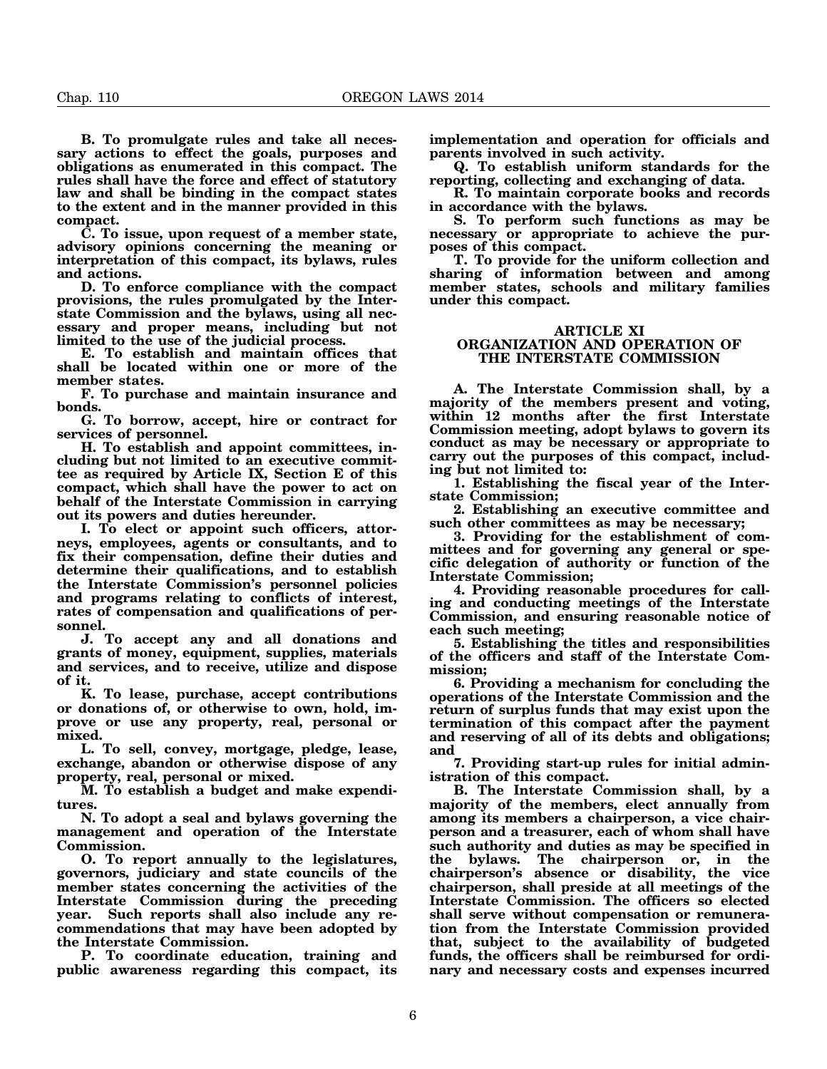**B. To promulgate rules and take all necessary actions to effect the goals, purposes and obligations as enumerated in this compact. The rules shall have the force and effect of statutory law and shall be binding in the compact states to the extent and in the manner provided in this compact.**

**C. To issue, upon request of a member state, advisory opinions concerning the meaning or interpretation of this compact, its bylaws, rules and actions.**

**D. To enforce compliance with the compact provisions, the rules promulgated by the Interstate Commission and the bylaws, using all necessary and proper means, including but not limited to the use of the judicial process.**

**E. To establish and maintain offices that shall be located within one or more of the member states.**

**F. To purchase and maintain insurance and bonds.**

**G. To borrow, accept, hire or contract for services of personnel.**

**H. To establish and appoint committees, including but not limited to an executive committee as required by Article IX, Section E of this compact, which shall have the power to act on behalf of the Interstate Commission in carrying out its powers and duties hereunder.**

**I. To elect or appoint such officers, attorneys, employees, agents or consultants, and to fix their compensation, define their duties and determine their qualifications, and to establish the Interstate Commission's personnel policies and programs relating to conflicts of interest, rates of compensation and qualifications of personnel.**

**J. To accept any and all donations and grants of money, equipment, supplies, materials and services, and to receive, utilize and dispose of it.**

**K. To lease, purchase, accept contributions or donations of, or otherwise to own, hold, improve or use any property, real, personal or mixed.**

**L. To sell, convey, mortgage, pledge, lease, exchange, abandon or otherwise dispose of any property, real, personal or mixed.**

**M. To establish a budget and make expenditures.**

**N. To adopt a seal and bylaws governing the management and operation of the Interstate Commission.**

**O. To report annually to the legislatures, governors, judiciary and state councils of the member states concerning the activities of the Interstate Commission during the preceding year. Such reports shall also include any recommendations that may have been adopted by the Interstate Commission.**

**P. To coordinate education, training and public awareness regarding this compact, its implementation and operation for officials and parents involved in such activity.**

**Q. To establish uniform standards for the reporting, collecting and exchanging of data.**

**R. To maintain corporate books and records in accordance with the bylaws.**

**S. To perform such functions as may be necessary or appropriate to achieve the purposes of this compact.**

**T. To provide for the uniform collection and sharing of information between and among member states, schools and military families under this compact.**

## ARTICLE XI
## ORGANIZATION AND OPERATION OF THE INTERSTATE COMMISSION

**A. The Interstate Commission shall, by a majority of the members present and voting, within 12 months after the first Interstate Commission meeting, adopt bylaws to govern its conduct as may be necessary or appropriate to carry out the purposes of this compact, including but not limited to:**

**1. Establishing the fiscal year of the Interstate Commission;**

**2. Establishing an executive committee and such other committees as may be necessary;**

**3. Providing for the establishment of committees and for governing any general or specific delegation of authority or function of the Interstate Commission;**

**4. Providing reasonable procedures for calling and conducting meetings of the Interstate Commission, and ensuring reasonable notice of each such meeting;**

**5. Establishing the titles and responsibilities of the officers and staff of the Interstate Commission;**

**6. Providing a mechanism for concluding the operations of the Interstate Commission and the return of surplus funds that may exist upon the termination of this compact after the payment and reserving of all of its debts and obligations; and**

**7. Providing start-up rules for initial administration of this compact.**

**B. The Interstate Commission shall, by a majority of the members, elect annually from among its members a chairperson, a vice chairperson and a treasurer, each of whom shall have such authority and duties as may be specified in the bylaws. The chairperson or, in the chairperson's absence or disability, the vice chairperson, shall preside at all meetings of the Interstate Commission. The officers so elected shall serve without compensation or remuneration from the Interstate Commission provided that, subject to the availability of budgeted funds, the officers shall be reimbursed for ordinary and necessary costs and expenses incurred**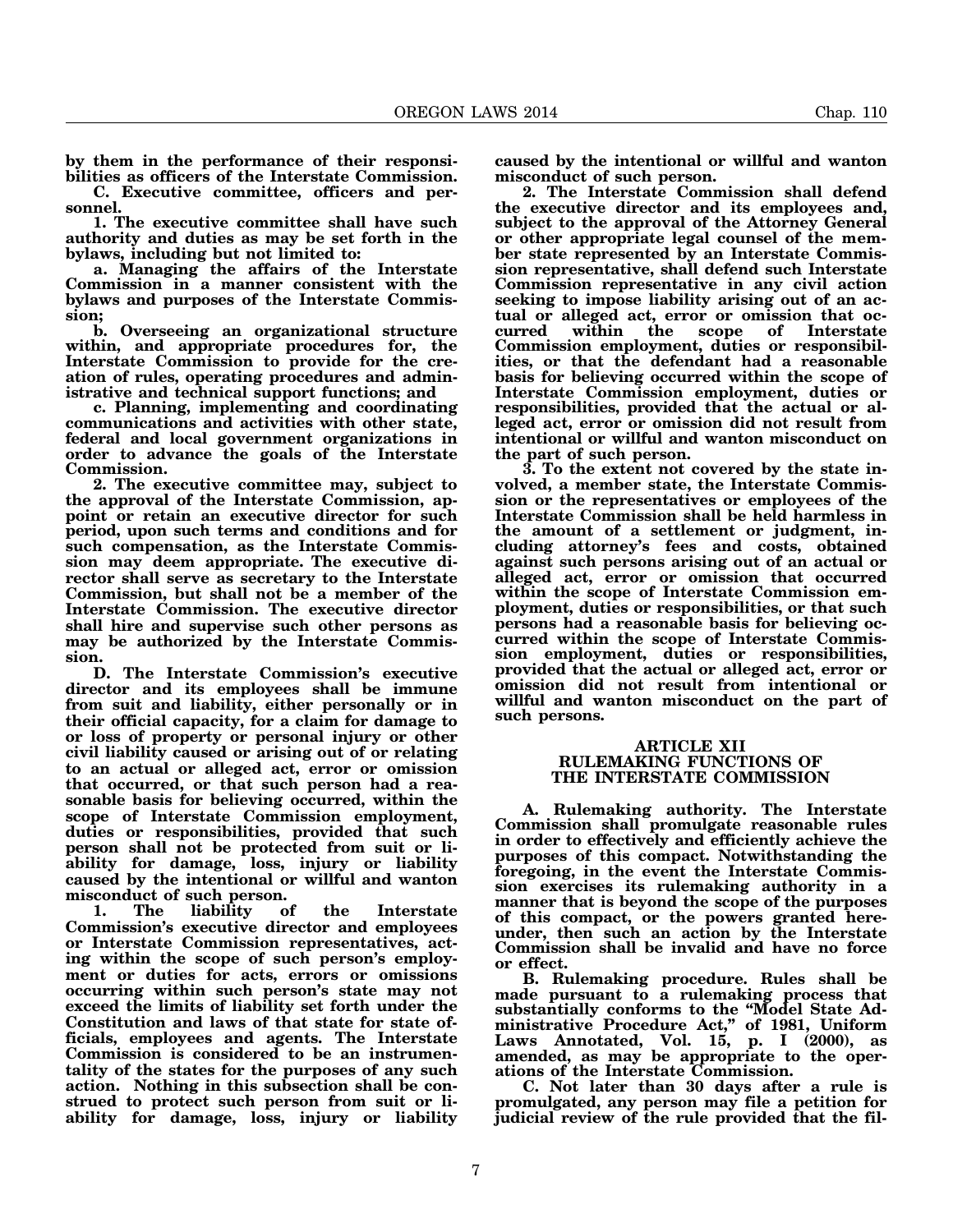**by them in the performance of their responsibilities as officers of the Interstate Commission.**

**C. Executive committee, officers and personnel.**

**1. The executive committee shall have such authority and duties as may be set forth in the bylaws, including but not limited to:**

**a. Managing the affairs of the Interstate Commission in a manner consistent with the bylaws and purposes of the Interstate Commission;**

**b. Overseeing an organizational structure within, and appropriate procedures for, the Interstate Commission to provide for the creation of rules, operating procedures and administrative and technical support functions; and**

**c. Planning, implementing and coordinating communications and activities with other state, federal and local government organizations in order to advance the goals of the Interstate Commission.**

**2. The executive committee may, subject to the approval of the Interstate Commission, appoint or retain an executive director for such period, upon such terms and conditions and for such compensation, as the Interstate Commission may deem appropriate. The executive director shall serve as secretary to the Interstate Commission, but shall not be a member of the Interstate Commission. The executive director shall hire and supervise such other persons as may be authorized by the Interstate Commission.**

**D. The Interstate Commission's executive director and its employees shall be immune from suit and liability, either personally or in their official capacity, for a claim for damage to or loss of property or personal injury or other civil liability caused or arising out of or relating to an actual or alleged act, error or omission that occurred, or that such person had a reasonable basis for believing occurred, within the scope of Interstate Commission employment, duties or responsibilities, provided that such person shall not be protected from suit or liability for damage, loss, injury or liability caused by the intentional or willful and wanton misconduct of such person.**

**1. The liability of the Interstate Commission's executive director and employees or Interstate Commission representatives, acting within the scope of such person's employment or duties for acts, errors or omissions occurring within such person's state may not exceed the limits of liability set forth under the Constitution and laws of that state for state officials, employees and agents. The Interstate Commission is considered to be an instrumentality of the states for the purposes of any such action. Nothing in this subsection shall be construed to protect such person from suit or liability for damage, loss, injury or liability caused by the intentional or willful and wanton misconduct of such person.**

**2. The Interstate Commission shall defend the executive director and its employees and, subject to the approval of the Attorney General or other appropriate legal counsel of the member state represented by an Interstate Commission representative, shall defend such Interstate Commission representative in any civil action seeking to impose liability arising out of an actual or alleged act, error or omission that occurred within the scope of Interstate Commission employment, duties or responsibilities, or that the defendant had a reasonable basis for believing occurred within the scope of Interstate Commission employment, duties or responsibilities, provided that the actual or alleged act, error or omission did not result from intentional or willful and wanton misconduct on the part of such person.**

**3. To the extent not covered by the state involved, a member state, the Interstate Commission or the representatives or employees of the Interstate Commission shall be held harmless in the amount of a settlement or judgment, including attorney's fees and costs, obtained against such persons arising out of an actual or alleged act, error or omission that occurred within the scope of Interstate Commission employment, duties or responsibilities, or that such persons had a reasonable basis for believing occurred within the scope of Interstate Commission employment, duties or responsibilities, provided that the actual or alleged act, error or omission did not result from intentional or willful and wanton misconduct on the part of such persons.**

## ARTICLE XII
## RULEMAKING FUNCTIONS OF THE INTERSTATE COMMISSION

**A. Rulemaking authority. The Interstate Commission shall promulgate reasonable rules in order to effectively and efficiently achieve the purposes of this compact. Notwithstanding the foregoing, in the event the Interstate Commission exercises its rulemaking authority in a manner that is beyond the scope of the purposes of this compact, or the powers granted hereunder, then such an action by the Interstate Commission shall be invalid and have no force or effect.**

**B. Rulemaking procedure. Rules shall be made pursuant to a rulemaking process that substantially conforms to the "Model State Administrative Procedure Act," of 1981, Uniform Laws Annotated, Vol. 15, p. I (2000), as amended, as may be appropriate to the operations of the Interstate Commission.**

**C. Not later than 30 days after a rule is promulgated, any person may file a petition for judicial review of the rule provided that the fil-**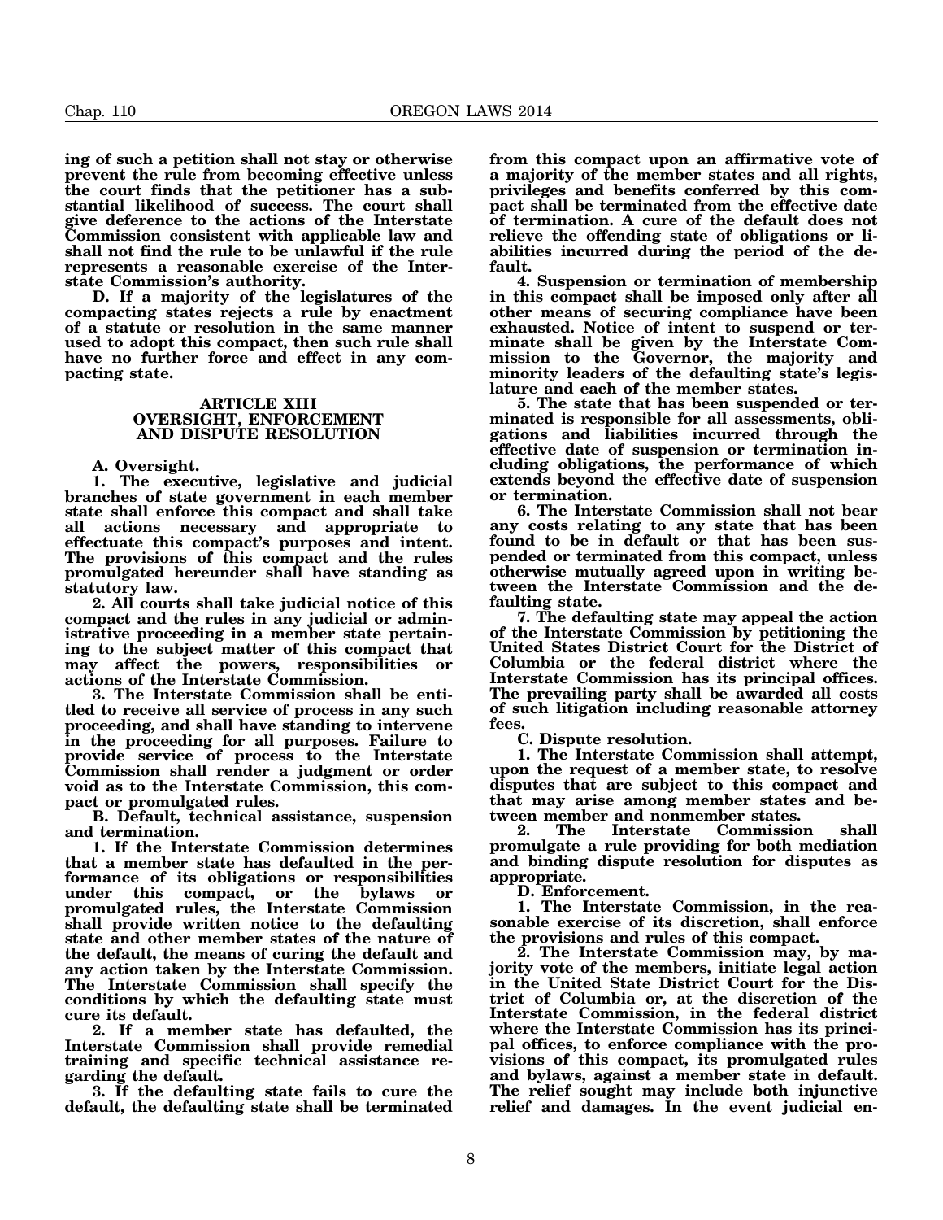**ing of such a petition shall not stay or otherwise prevent the rule from becoming effective unless the court finds that the petitioner has a substantial likelihood of success. The court shall give deference to the actions of the Interstate Commission consistent with applicable law and shall not find the rule to be unlawful if the rule represents a reasonable exercise of the Interstate Commission's authority.**

**D. If a majority of the legislatures of the compacting states rejects a rule by enactment of a statute or resolution in the same manner used to adopt this compact, then such rule shall have no further force and effect in any compacting state.**

**ARTICLE XIII**
**OVERSIGHT, ENFORCEMENT AND DISPUTE RESOLUTION**

**A. Oversight.**

**1. The executive, legislative and judicial branches of state government in each member state shall enforce this compact and shall take all actions necessary and appropriate to effectuate this compact's purposes and intent. The provisions of this compact and the rules promulgated hereunder shall have standing as statutory law.**

**2. All courts shall take judicial notice of this compact and the rules in any judicial or administrative proceeding in a member state pertaining to the subject matter of this compact that may affect the powers, responsibilities or actions of the Interstate Commission.**

**3. The Interstate Commission shall be entitled to receive all service of process in any such proceeding, and shall have standing to intervene in the proceeding for all purposes. Failure to provide service of process to the Interstate Commission shall render a judgment or order void as to the Interstate Commission, this compact or promulgated rules.**

**B. Default, technical assistance, suspension and termination.**

**1. If the Interstate Commission determines that a member state has defaulted in the performance of its obligations or responsibilities under this compact, or the bylaws or promulgated rules, the Interstate Commission shall provide written notice to the defaulting state and other member states of the nature of the default, the means of curing the default and any action taken by the Interstate Commission. The Interstate Commission shall specify the conditions by which the defaulting state must cure its default.**

**2. If a member state has defaulted, the Interstate Commission shall provide remedial training and specific technical assistance regarding the default.**

**3. If the defaulting state fails to cure the default, the defaulting state shall be terminated from this compact upon an affirmative vote of a majority of the member states and all rights, privileges and benefits conferred by this compact shall be terminated from the effective date of termination. A cure of the default does not relieve the offending state of obligations or liabilities incurred during the period of the default.**

**4. Suspension or termination of membership in this compact shall be imposed only after all other means of securing compliance have been exhausted. Notice of intent to suspend or terminate shall be given by the Interstate Commission to the Governor, the majority and minority leaders of the defaulting state's legislature and each of the member states.**

**5. The state that has been suspended or terminated is responsible for all assessments, obligations and liabilities incurred through the effective date of suspension or termination including obligations, the performance of which extends beyond the effective date of suspension or termination.**

**6. The Interstate Commission shall not bear any costs relating to any state that has been found to be in default or that has been suspended or terminated from this compact, unless otherwise mutually agreed upon in writing between the Interstate Commission and the defaulting state.**

**7. The defaulting state may appeal the action of the Interstate Commission by petitioning the United States District Court for the District of Columbia or the federal district where the Interstate Commission has its principal offices. The prevailing party shall be awarded all costs of such litigation including reasonable attorney fees.**

**C. Dispute resolution.**

**1. The Interstate Commission shall attempt, upon the request of a member state, to resolve disputes that are subject to this compact and that may arise among member states and between member and nonmember states.**

**2. The Interstate Commission shall promulgate a rule providing for both mediation and binding dispute resolution for disputes as appropriate.**

**D. Enforcement.**

**1. The Interstate Commission, in the reasonable exercise of its discretion, shall enforce the provisions and rules of this compact.**

**2. The Interstate Commission may, by majority vote of the members, initiate legal action in the United State District Court for the District of Columbia or, at the discretion of the Interstate Commission, in the federal district where the Interstate Commission has its principal offices, to enforce compliance with the provisions of this compact, its promulgated rules and bylaws, against a member state in default. The relief sought may include both injunctive relief and damages. In the event judicial en-**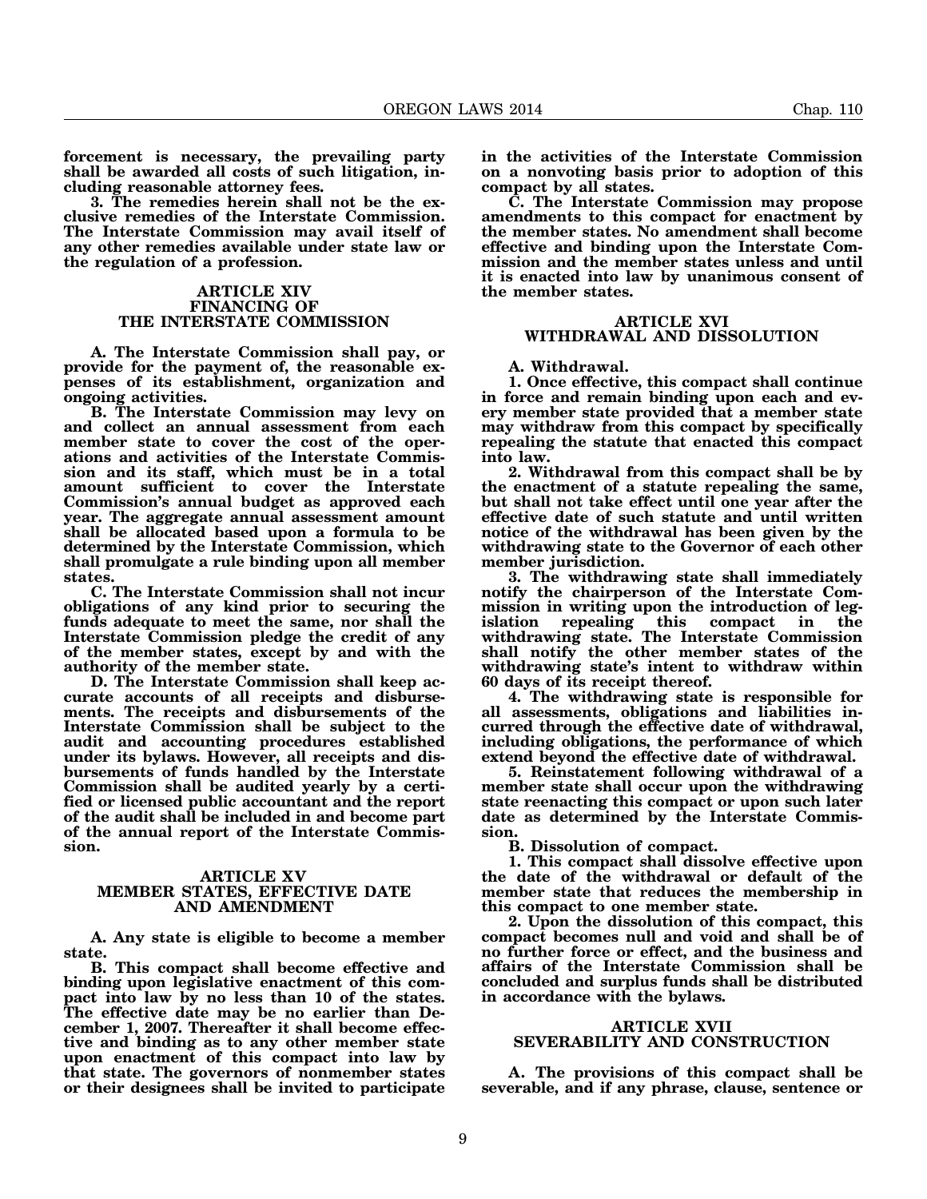**forcement is necessary, the prevailing party shall be awarded all costs of such litigation, including reasonable attorney fees.**

**3. The remedies herein shall not be the exclusive remedies of the Interstate Commission. The Interstate Commission may avail itself of any other remedies available under state law or the regulation of a profession.**

### ARTICLE XIV
### FINANCING OF THE INTERSTATE COMMISSION

**A. The Interstate Commission shall pay, or provide for the payment of, the reasonable expenses of its establishment, organization and ongoing activities.**

**B. The Interstate Commission may levy on and collect an annual assessment from each member state to cover the cost of the operations and activities of the Interstate Commission and its staff, which must be in a total amount sufficient to cover the Interstate Commission's annual budget as approved each year. The aggregate annual assessment amount shall be allocated based upon a formula to be determined by the Interstate Commission, which shall promulgate a rule binding upon all member states.**

**C. The Interstate Commission shall not incur obligations of any kind prior to securing the funds adequate to meet the same, nor shall the Interstate Commission pledge the credit of any of the member states, except by and with the authority of the member state.**

**D. The Interstate Commission shall keep accurate accounts of all receipts and disbursements. The receipts and disbursements of the Interstate Commission shall be subject to the audit and accounting procedures established under its bylaws. However, all receipts and disbursements of funds handled by the Interstate Commission shall be audited yearly by a certified or licensed public accountant and the report of the audit shall be included in and become part of the annual report of the Interstate Commission.**

### ARTICLE XV
### MEMBER STATES, EFFECTIVE DATE AND AMENDMENT

**A. Any state is eligible to become a member state.**

**B. This compact shall become effective and binding upon legislative enactment of this compact into law by no less than 10 of the states. The effective date may be no earlier than December 1, 2007. Thereafter it shall become effective and binding as to any other member state upon enactment of this compact into law by that state. The governors of nonmember states or their designees shall be invited to participate in the activities of the Interstate Commission on a nonvoting basis prior to adoption of this compact by all states.**

**C. The Interstate Commission may propose amendments to this compact for enactment by the member states. No amendment shall become effective and binding upon the Interstate Commission and the member states unless and until it is enacted into law by unanimous consent of the member states.**

### ARTICLE XVI
### WITHDRAWAL AND DISSOLUTION

**A. Withdrawal.**

**1. Once effective, this compact shall continue in force and remain binding upon each and every member state provided that a member state may withdraw from this compact by specifically repealing the statute that enacted this compact into law.**

**2. Withdrawal from this compact shall be by the enactment of a statute repealing the same, but shall not take effect until one year after the effective date of such statute and until written notice of the withdrawal has been given by the withdrawing state to the Governor of each other member jurisdiction.**

**3. The withdrawing state shall immediately notify the chairperson of the Interstate Commission in writing upon the introduction of legislation repealing this compact in the withdrawing state. The Interstate Commission shall notify the other member states of the withdrawing state's intent to withdraw within 60 days of its receipt thereof.**

**4. The withdrawing state is responsible for all assessments, obligations and liabilities incurred through the effective date of withdrawal, including obligations, the performance of which extend beyond the effective date of withdrawal.**

**5. Reinstatement following withdrawal of a member state shall occur upon the withdrawing state reenacting this compact or upon such later date as determined by the Interstate Commission.**

**B. Dissolution of compact.**

**1. This compact shall dissolve effective upon the date of the withdrawal or default of the member state that reduces the membership in this compact to one member state.**

**2. Upon the dissolution of this compact, this compact becomes null and void and shall be of no further force or effect, and the business and affairs of the Interstate Commission shall be concluded and surplus funds shall be distributed in accordance with the bylaws.**

### ARTICLE XVII
### SEVERABILITY AND CONSTRUCTION

**A. The provisions of this compact shall be severable, and if any phrase, clause, sentence or**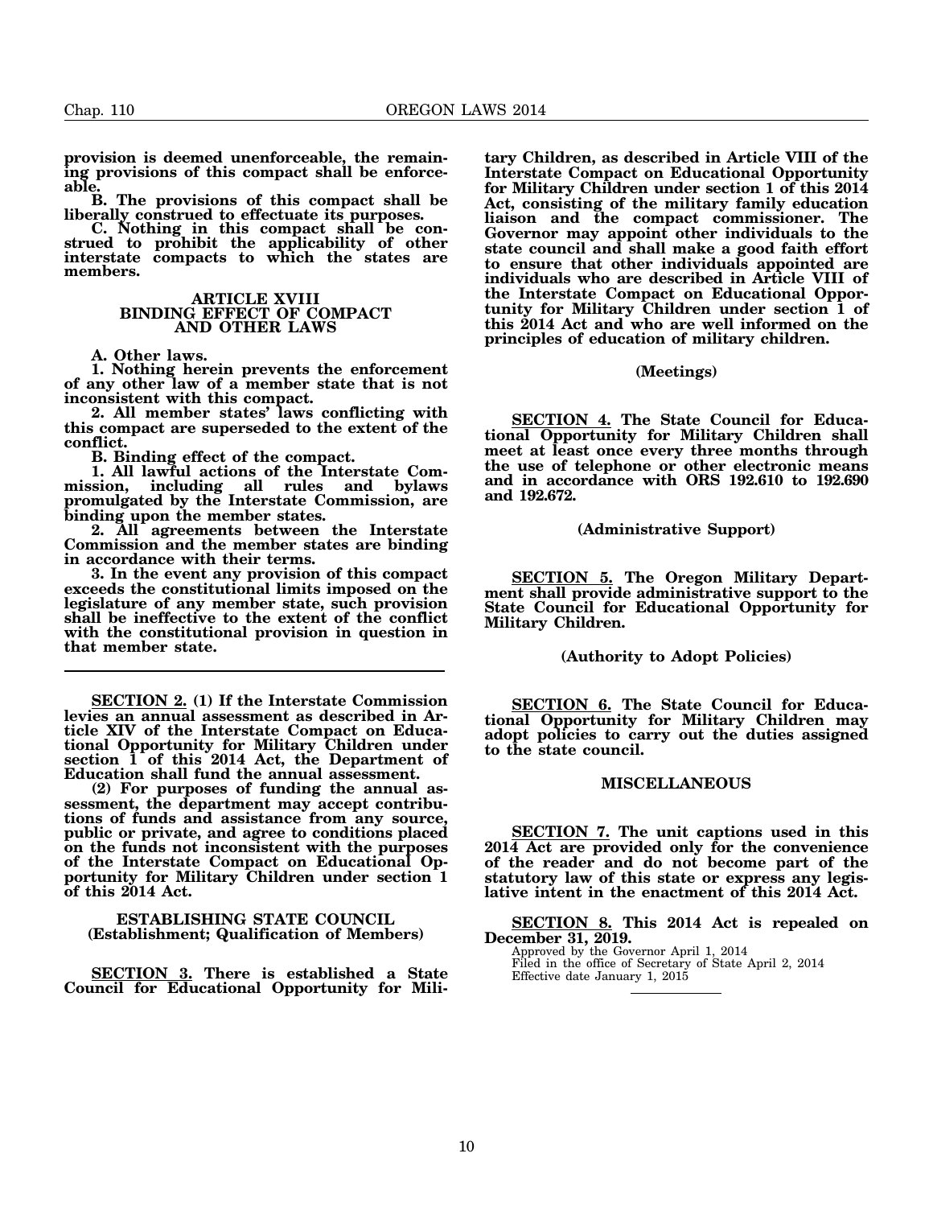**provision is deemed unenforceable, the remaining provisions of this compact shall be enforceable.**

**B. The provisions of this compact shall be liberally construed to effectuate its purposes.**

**C. Nothing in this compact shall be construed to prohibit the applicability of other interstate compacts to which the states are members.**

### ARTICLE XVIII
### BINDING EFFECT OF COMPACT AND OTHER LAWS

**A. Other laws.**

**1. Nothing herein prevents the enforcement of any other law of a member state that is not inconsistent with this compact.**

**2. All member states' laws conflicting with this compact are superseded to the extent of the conflict.**

**B. Binding effect of the compact.**

**1. All lawful actions of the Interstate Commission, including all rules and bylaws promulgated by the Interstate Commission, are binding upon the member states.**

**2. All agreements between the Interstate Commission and the member states are binding in accordance with their terms.**

**3. In the event any provision of this compact exceeds the constitutional limits imposed on the legislature of any member state, such provision shall be ineffective to the extent of the conflict with the constitutional provision in question in that member state.**

---

**SECTION 2. (1) If the Interstate Commission levies an annual assessment as described in Article XIV of the Interstate Compact on Educational Opportunity for Military Children under section 1 of this 2014 Act, the Department of Education shall fund the annual assessment.**

**(2) For purposes of funding the annual assessment, the department may accept contributions of funds and assistance from any source, public or private, and agree to conditions placed on the funds not inconsistent with the purposes of the Interstate Compact on Educational Opportunity for Military Children under section 1 of this 2014 Act.**

### ESTABLISHING STATE COUNCIL
### (Establishment; Qualification of Members)

**SECTION 3. There is established a State Council for Educational Opportunity for Military Children, as described in Article VIII of the Interstate Compact on Educational Opportunity for Military Children under section 1 of this 2014 Act, consisting of the military family education liaison and the compact commissioner. The Governor may appoint other individuals to the state council and shall make a good faith effort to ensure that other individuals appointed are individuals who are described in Article VIII of the Interstate Compact on Educational Opportunity for Military Children under section 1 of this 2014 Act and who are well informed on the principles of education of military children.**

### (Meetings)

**SECTION 4. The State Council for Educational Opportunity for Military Children shall meet at least once every three months through the use of telephone or other electronic means and in accordance with ORS 192.610 to 192.690 and 192.672.**

### (Administrative Support)

**SECTION 5. The Oregon Military Department shall provide administrative support to the State Council for Educational Opportunity for Military Children.**

### (Authority to Adopt Policies)

**SECTION 6. The State Council for Educational Opportunity for Military Children may adopt policies to carry out the duties assigned to the state council.**

### MISCELLANEOUS

**SECTION 7. The unit captions used in this 2014 Act are provided only for the convenience of the reader and do not become part of the statutory law of this state or express any legislative intent in the enactment of this 2014 Act.**

**SECTION 8. This 2014 Act is repealed on December 31, 2019.**

Approved by the Governor April 1, 2014
Filed in the office of Secretary of State April 2, 2014
Effective date January 1, 2015